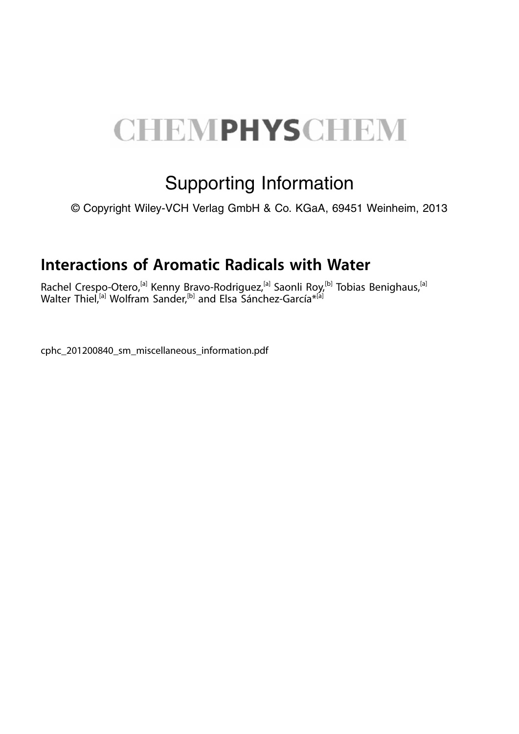# CHEMPHYSCHEM

## Supporting Information

© Copyright Wiley-VCH Verlag GmbH & Co. KGaA, 69451 Weinheim, 2013

## Interactions of Aromatic Radicals with Water

Rachel Crespo-Otero,[a] Kenny Bravo-Rodriguez,[a] Saonli Roy,[b] Tobias Benighaus,[a] Walter Thiel,[a] Wolfram Sander,[b] and Elsa Sánchez-García*[a]

cphc_201200840_sm_miscellaneous_information.pdf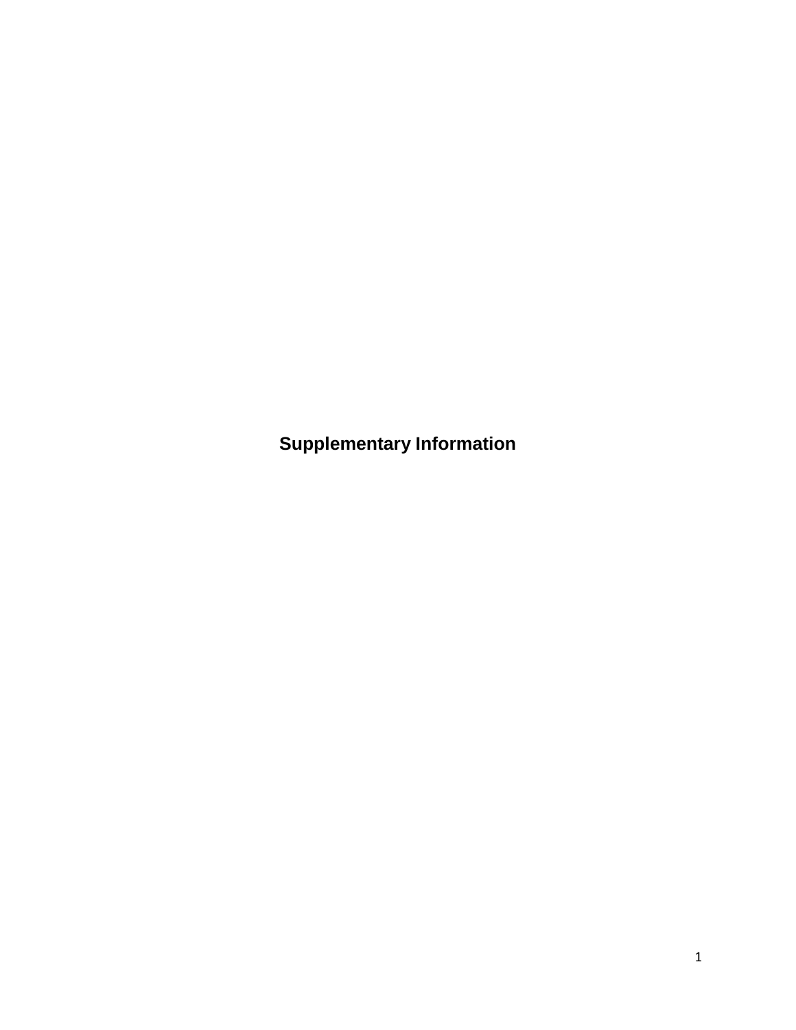# Supplementary Information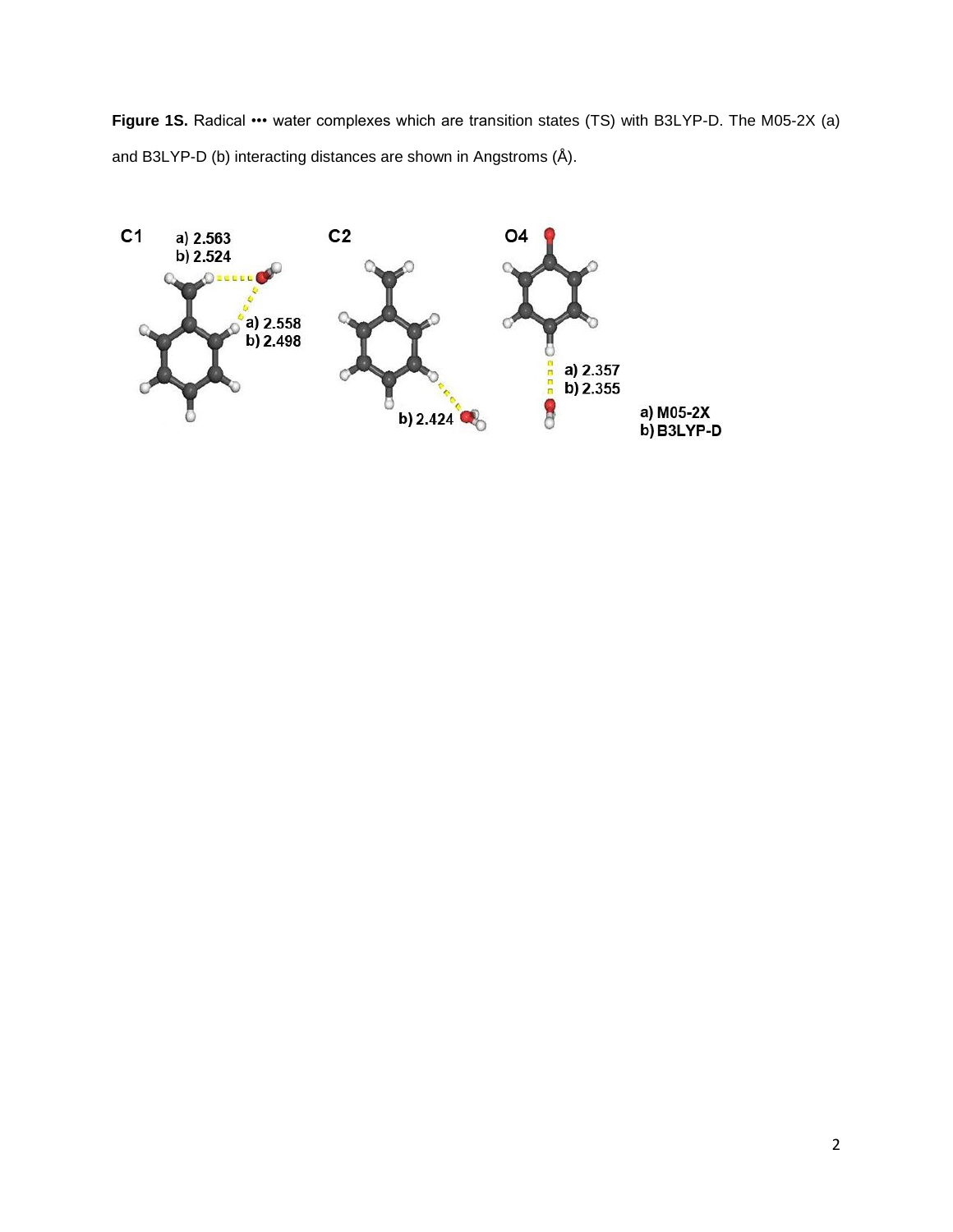**Figure 1S.** Radical ••• water complexes which are transition states (TS) with B3LYP-D. The M05-2X (a) and B3LYP-D (b) interacting distances are shown in Angstroms (Å).

C1

a) 2.563
b) 2.524

a) 2.558
b) 2.498

C2

b) 2.424

O4

a) 2.357
b) 2.355

a) M05-2X
b) B3LYP-D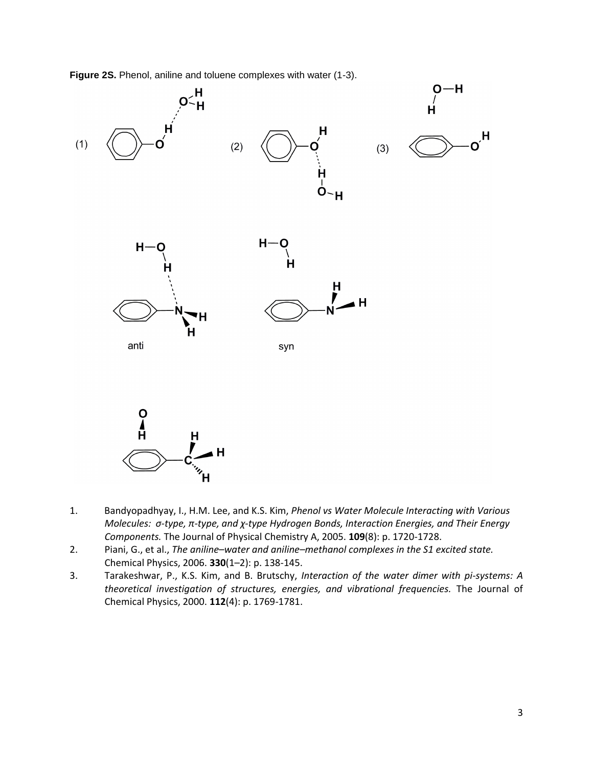**Figure 2S.** Phenol, aniline and toluene complexes with water (1-3).

1. Bandyopadhyay, I., H.M. Lee, and K.S. Kim, *Phenol vs Water Molecule Interacting with Various Molecules: σ-type, π-type, and χ-type Hydrogen Bonds, Interaction Energies, and Their Energy Components.* The Journal of Physical Chemistry A, 2005. **109**(8): p. 1720-1728.
2. Piani, G., et al., *The aniline–water and aniline–methanol complexes in the S1 excited state.* Chemical Physics, 2006. **330**(1–2): p. 138-145.
3. Tarakeshwar, P., K.S. Kim, and B. Brutschy, *Interaction of the water dimer with pi-systems: A theoretical investigation of structures, energies, and vibrational frequencies.* The Journal of Chemical Physics, 2000. **112**(4): p. 1769-1781.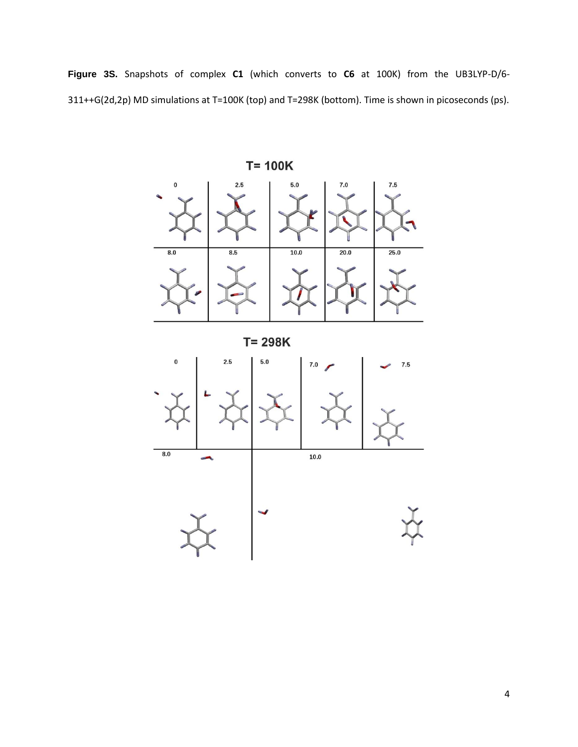**Figure 3S.** Snapshots of complex **C1** (which converts to **C6** at 100K) from the UB3LYP-D/6-311++G(2d,2p) MD simulations at T=100K (top) and T=298K (bottom). Time is shown in picoseconds (ps).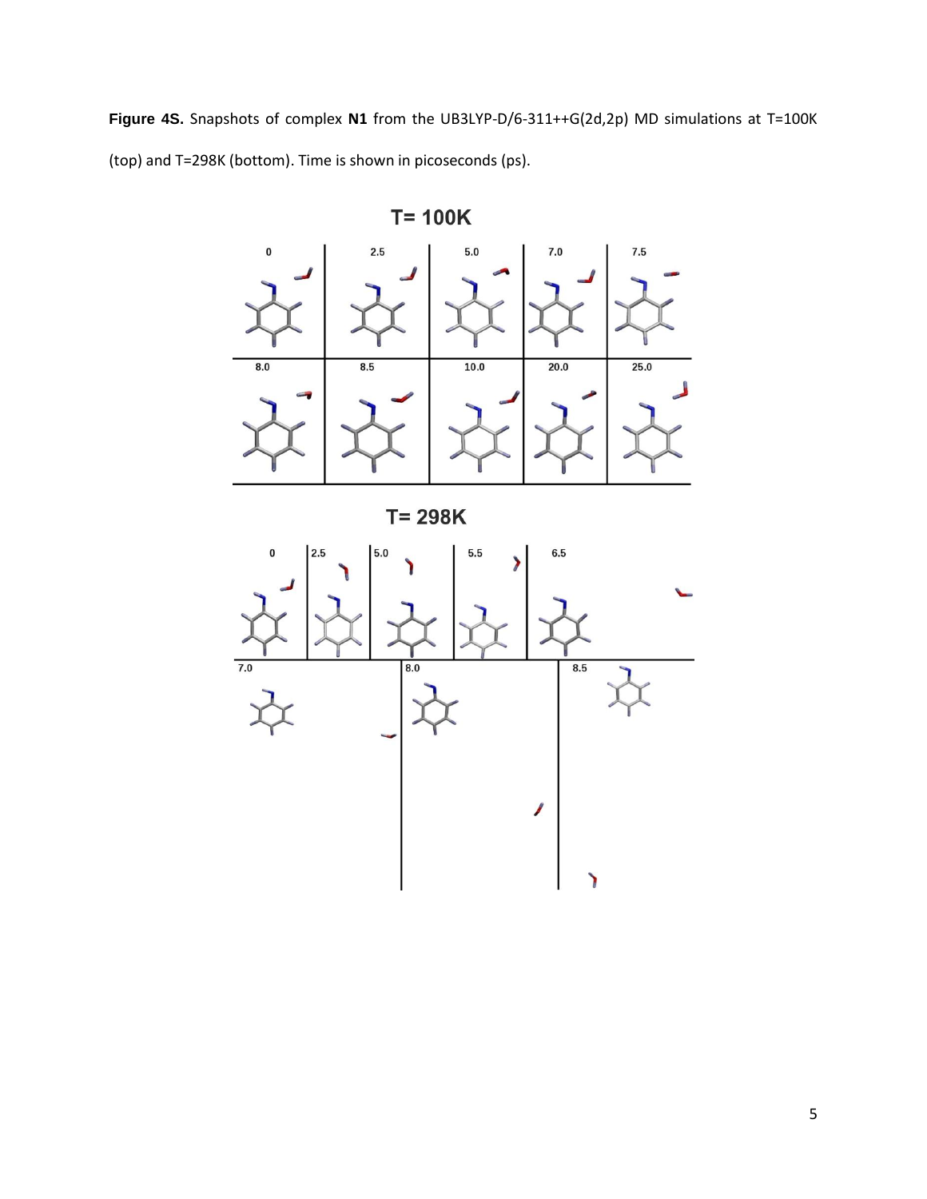**Figure 4S.** Snapshots of complex **N1** from the UB3LYP-D/6-311++G(2d,2p) MD simulations at T=100K (top) and T=298K (bottom). Time is shown in picoseconds (ps).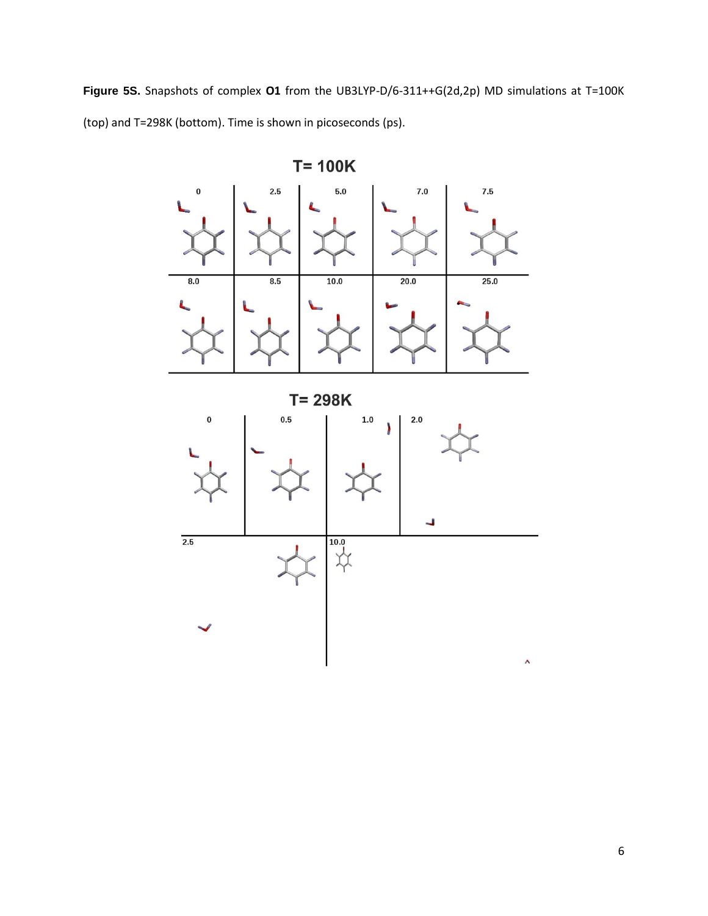**Figure 5S.** Snapshots of complex **O1** from the UB3LYP-D/6-311++G(2d,2p) MD simulations at T=100K (top) and T=298K (bottom). Time is shown in picoseconds (ps).

**T= 100K**

| 0 | 2.5 | 5.0 | 7.0 | 7.5 |
|---|---|---|---|---|
| **8.0** | **8.5** | **10.0** | **20.0** | **25.0** |

**T= 298K**

| 0 | 0.5 | 1.0 | 2.0 |
|---|---|---|---|
| **2.5** | | **10.0** | |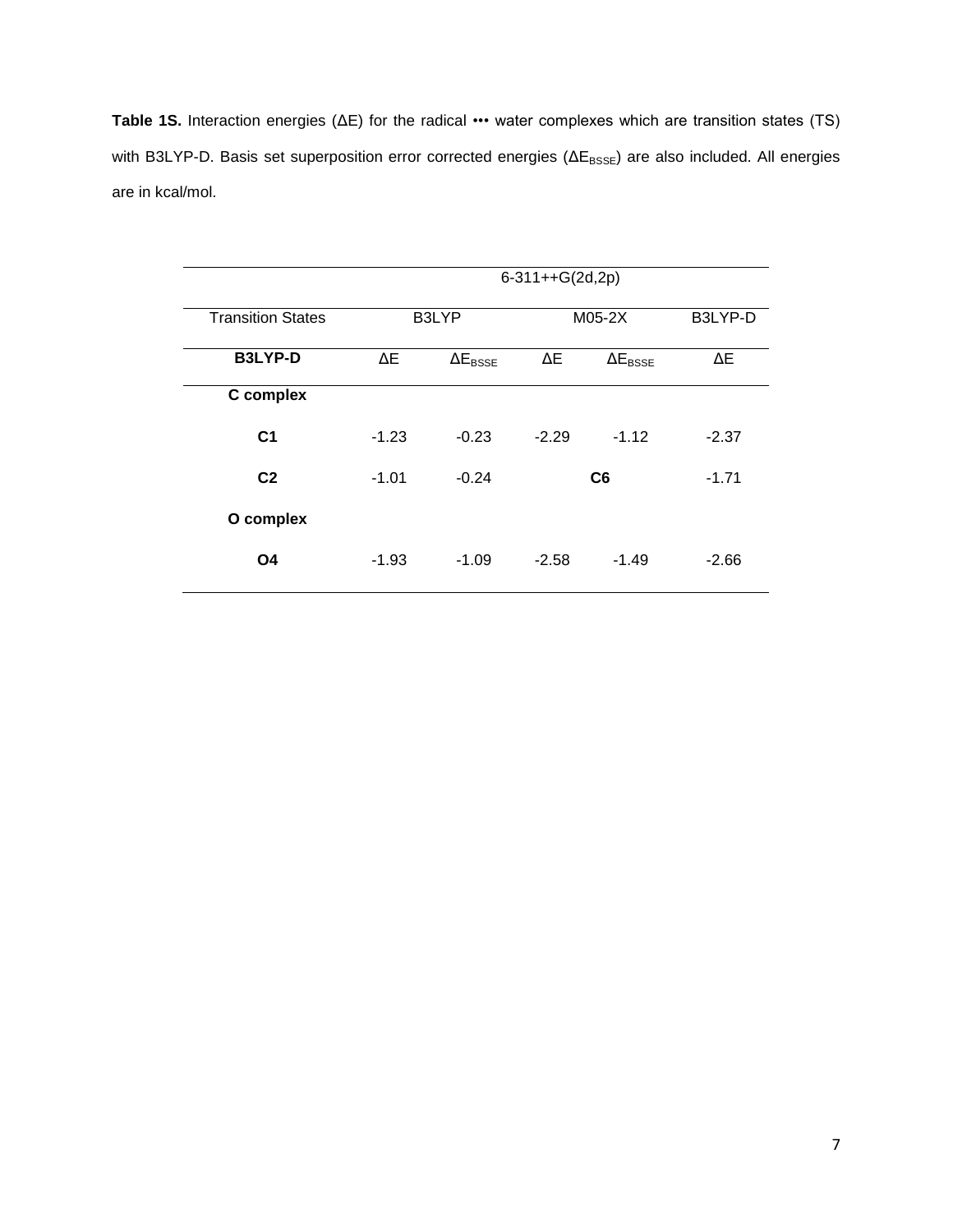**Table 1S.** Interaction energies (ΔE) for the radical ••• water complexes which are transition states (TS) with B3LYP-D. Basis set superposition error corrected energies ($\Delta E_{BSSE}$) are also included. All energies are in kcal/mol.

| | 6-311++G(2d,2p) | | | | |
|---|---|---|---|---|---|
| Transition States | B3LYP | | M05-2X | | B3LYP-D |
| **B3LYP-D** | ΔE | $\Delta E_{BSSE}$ | ΔE | $\Delta E_{BSSE}$ | ΔE |
| **C complex** | | | | | |
| **C1** | -1.23 | -0.23 | -2.29 | -1.12 | -2.37 |
| **C2** | -1.01 | -0.24 | **C6** | | -1.71 |
| **O complex** | | | | | |
| **O4** | -1.93 | -1.09 | -2.58 | -1.49 | -2.66 |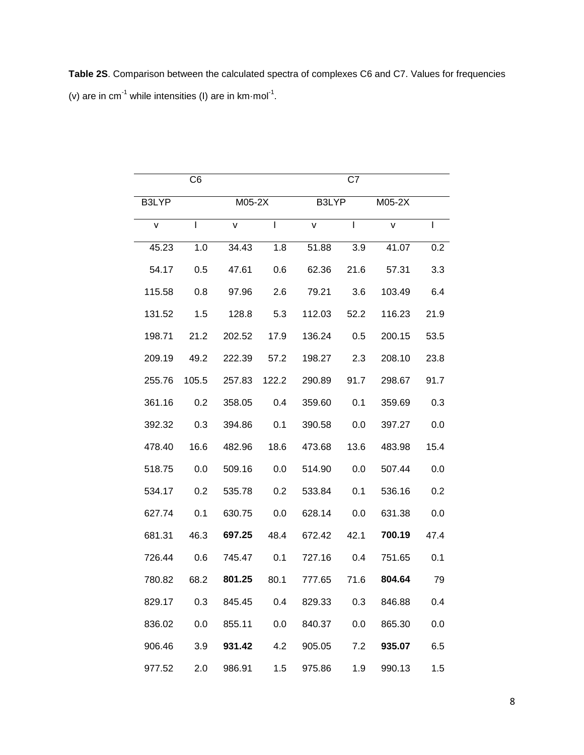**Table 2S**. Comparison between the calculated spectra of complexes C6 and C7. Values for frequencies (ν) are in $cm^{-1}$ while intensities (I) are in $km \cdot mol^{-1}$.

| C6 | | | | C7 | | | |
|---|---|---|---|---|---|---|---|
| B3LYP | | M05-2X | | B3LYP | | M05-2X | |
| ν | I | ν | I | ν | I | ν | I |
| 45.23 | 1.0 | 34.43 | 1.8 | 51.88 | 3.9 | 41.07 | 0.2 |
| 54.17 | 0.5 | 47.61 | 0.6 | 62.36 | 21.6 | 57.31 | 3.3 |
| 115.58 | 0.8 | 97.96 | 2.6 | 79.21 | 3.6 | 103.49 | 6.4 |
| 131.52 | 1.5 | 128.8 | 5.3 | 112.03 | 52.2 | 116.23 | 21.9 |
| 198.71 | 21.2 | 202.52 | 17.9 | 136.24 | 0.5 | 200.15 | 53.5 |
| 209.19 | 49.2 | 222.39 | 57.2 | 198.27 | 2.3 | 208.10 | 23.8 |
| 255.76 | 105.5 | 257.83 | 122.2 | 290.89 | 91.7 | 298.67 | 91.7 |
| 361.16 | 0.2 | 358.05 | 0.4 | 359.60 | 0.1 | 359.69 | 0.3 |
| 392.32 | 0.3 | 394.86 | 0.1 | 390.58 | 0.0 | 397.27 | 0.0 |
| 478.40 | 16.6 | 482.96 | 18.6 | 473.68 | 13.6 | 483.98 | 15.4 |
| 518.75 | 0.0 | 509.16 | 0.0 | 514.90 | 0.0 | 507.44 | 0.0 |
| 534.17 | 0.2 | 535.78 | 0.2 | 533.84 | 0.1 | 536.16 | 0.2 |
| 627.74 | 0.1 | 630.75 | 0.0 | 628.14 | 0.0 | 631.38 | 0.0 |
| 681.31 | 46.3 | **697.25** | 48.4 | 672.42 | 42.1 | **700.19** | 47.4 |
| 726.44 | 0.6 | 745.47 | 0.1 | 727.16 | 0.4 | 751.65 | 0.1 |
| 780.82 | 68.2 | **801.25** | 80.1 | 777.65 | 71.6 | **804.64** | 79 |
| 829.17 | 0.3 | 845.45 | 0.4 | 829.33 | 0.3 | 846.88 | 0.4 |
| 836.02 | 0.0 | 855.11 | 0.0 | 840.37 | 0.0 | 865.30 | 0.0 |
| 906.46 | 3.9 | **931.42** | 4.2 | 905.05 | 7.2 | **935.07** | 6.5 |
| 977.52 | 2.0 | 986.91 | 1.5 | 975.86 | 1.9 | 990.13 | 1.5 |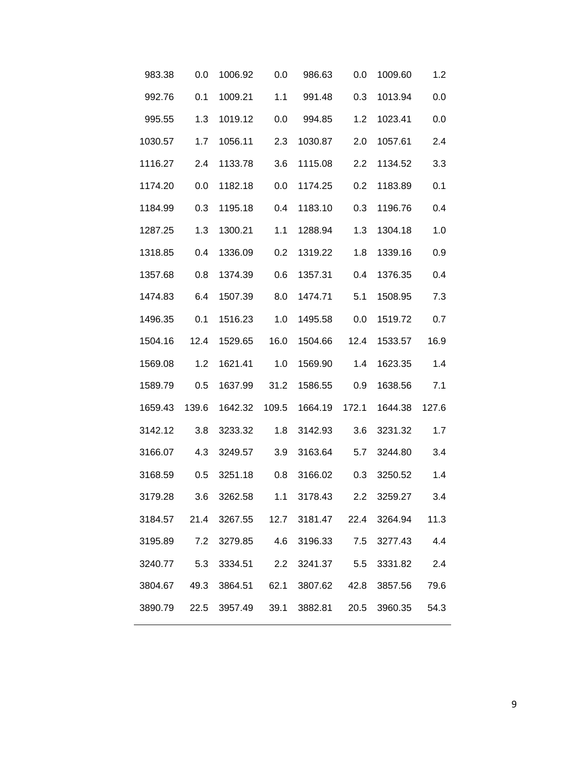| | | | | | | | |
|---|---|---|---|---|---|---|---|
| 983.38 | 0.0 | 1006.92 | 0.0 | 986.63 | 0.0 | 1009.60 | 1.2 |
| 992.76 | 0.1 | 1009.21 | 1.1 | 991.48 | 0.3 | 1013.94 | 0.0 |
| 995.55 | 1.3 | 1019.12 | 0.0 | 994.85 | 1.2 | 1023.41 | 0.0 |
| 1030.57 | 1.7 | 1056.11 | 2.3 | 1030.87 | 2.0 | 1057.61 | 2.4 |
| 1116.27 | 2.4 | 1133.78 | 3.6 | 1115.08 | 2.2 | 1134.52 | 3.3 |
| 1174.20 | 0.0 | 1182.18 | 0.0 | 1174.25 | 0.2 | 1183.89 | 0.1 |
| 1184.99 | 0.3 | 1195.18 | 0.4 | 1183.10 | 0.3 | 1196.76 | 0.4 |
| 1287.25 | 1.3 | 1300.21 | 1.1 | 1288.94 | 1.3 | 1304.18 | 1.0 |
| 1318.85 | 0.4 | 1336.09 | 0.2 | 1319.22 | 1.8 | 1339.16 | 0.9 |
| 1357.68 | 0.8 | 1374.39 | 0.6 | 1357.31 | 0.4 | 1376.35 | 0.4 |
| 1474.83 | 6.4 | 1507.39 | 8.0 | 1474.71 | 5.1 | 1508.95 | 7.3 |
| 1496.35 | 0.1 | 1516.23 | 1.0 | 1495.58 | 0.0 | 1519.72 | 0.7 |
| 1504.16 | 12.4 | 1529.65 | 16.0 | 1504.66 | 12.4 | 1533.57 | 16.9 |
| 1569.08 | 1.2 | 1621.41 | 1.0 | 1569.90 | 1.4 | 1623.35 | 1.4 |
| 1589.79 | 0.5 | 1637.99 | 31.2 | 1586.55 | 0.9 | 1638.56 | 7.1 |
| 1659.43 | 139.6 | 1642.32 | 109.5 | 1664.19 | 172.1 | 1644.38 | 127.6 |
| 3142.12 | 3.8 | 3233.32 | 1.8 | 3142.93 | 3.6 | 3231.32 | 1.7 |
| 3166.07 | 4.3 | 3249.57 | 3.9 | 3163.64 | 5.7 | 3244.80 | 3.4 |
| 3168.59 | 0.5 | 3251.18 | 0.8 | 3166.02 | 0.3 | 3250.52 | 1.4 |
| 3179.28 | 3.6 | 3262.58 | 1.1 | 3178.43 | 2.2 | 3259.27 | 3.4 |
| 3184.57 | 21.4 | 3267.55 | 12.7 | 3181.47 | 22.4 | 3264.94 | 11.3 |
| 3195.89 | 7.2 | 3279.85 | 4.6 | 3196.33 | 7.5 | 3277.43 | 4.4 |
| 3240.77 | 5.3 | 3334.51 | 2.2 | 3241.37 | 5.5 | 3331.82 | 2.4 |
| 3804.67 | 49.3 | 3864.51 | 62.1 | 3807.62 | 42.8 | 3857.56 | 79.6 |
| 3890.79 | 22.5 | 3957.49 | 39.1 | 3882.81 | 20.5 | 3960.35 | 54.3 |